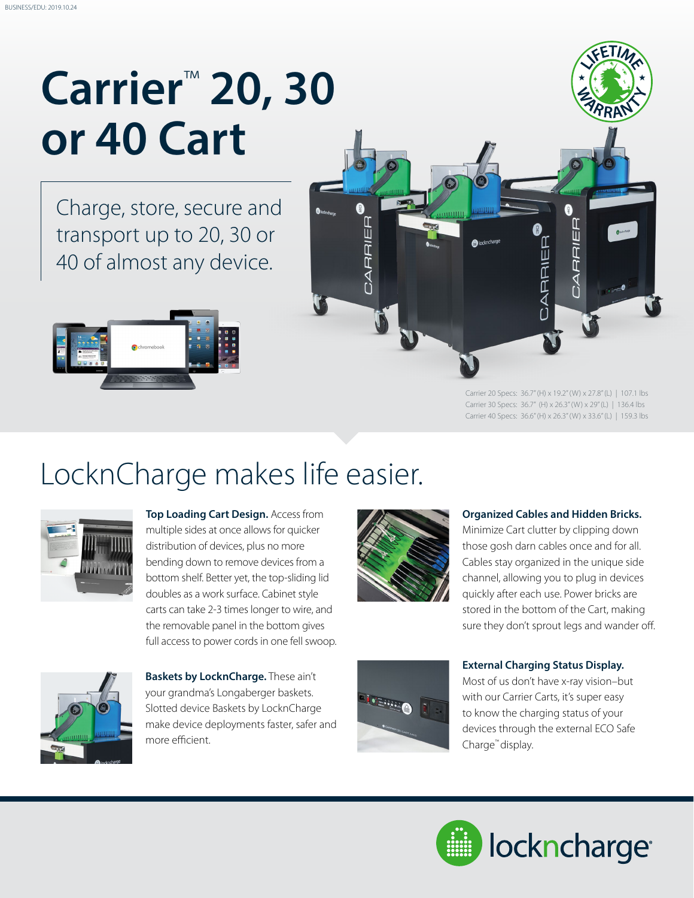# Carrier™ 20, 30 or 40 Cart

Charge, store, secure and transport up to 20, 30 or 40 of almost any device.

Carrier 20 Specs: 36.7" (H) x 19.2" (W) x 27.8" (L) | 107.1 lbs
Carrier 30 Specs: 36.7" (H) x 26.3" (W) x 29" (L) | 136.4 lbs
Carrier 40 Specs: 36.6" (H) x 26.3" (W) x 33.6" (L) | 159.3 lbs

## LocknCharge makes life easier.

**Top Loading Cart Design.** Access from multiple sides at once allows for quicker distribution of devices, plus no more bending down to remove devices from a bottom shelf. Better yet, the top-sliding lid doubles as a work surface. Cabinet style carts can take 2-3 times longer to wire, and the removable panel in the bottom gives full access to power cords in one fell swoop.

**Organized Cables and Hidden Bricks.** Minimize Cart clutter by clipping down those gosh darn cables once and for all. Cables stay organized in the unique side channel, allowing you to plug in devices quickly after each use. Power bricks are stored in the bottom of the Cart, making sure they don't sprout legs and wander off.

**Baskets by LocknCharge.** These ain't your grandma's Longaberger baskets. Slotted device Baskets by LocknCharge make device deployments faster, safer and more efficient.

**External Charging Status Display.** Most of us don't have x-ray vision–but with our Carrier Carts, it's super easy to know the charging status of your devices through the external ECO Safe Charge™ display.

locknchargeTM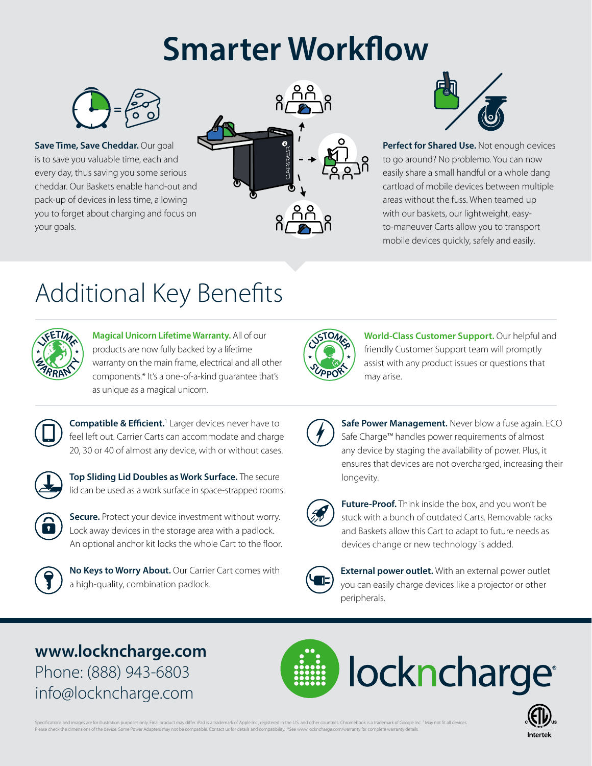# Smarter Workflow

**Save Time, Save Cheddar.** Our goal is to save you valuable time, each and every day, thus saving you some serious cheddar. Our Baskets enable hand-out and pack-up of devices in less time, allowing you to forget about charging and focus on your goals.

**Perfect for Shared Use.** Not enough devices to go around? No problemo. You can now easily share a small handful or a whole dang cartload of mobile devices between multiple areas without the fuss. When teamed up with our baskets, our lightweight, easy-to-maneuver Carts allow you to transport mobile devices quickly, safely and easily.

# Additional Key Benefits

**Magical Unicorn Lifetime Warranty.** All of our products are now fully backed by a lifetime warranty on the main frame, electrical and all other components.* It's a one-of-a-kind guarantee that's as unique as a magical unicorn.

**World-Class Customer Support.** Our helpful and friendly Customer Support team will promptly assist with any product issues or questions that may arise.

**Compatible & Efficient.**[1] Larger devices never have to feel left out. Carrier Carts can accommodate and charge 20, 30 or 40 of almost any device, with or without cases.

**Top Sliding Lid Doubles as Work Surface.** The secure lid can be used as a work surface in space-strapped rooms.

**Secure.** Protect your device investment without worry. Lock away devices in the storage area with a padlock. An optional anchor kit locks the whole Cart to the floor.

**No Keys to Worry About.** Our Carrier Cart comes with a high-quality, combination padlock.

**Safe Power Management.** Never blow a fuse again. ECO Safe Charge™ handles power requirements of almost any device by staging the availability of power. Plus, it ensures that devices are not overcharged, increasing their longevity.

**Future-Proof.** Think inside the box, and you won't be stuck with a bunch of outdated Carts. Removable racks and Baskets allow this Cart to adapt to future needs as devices change or new technology is added.

**External power outlet.** With an external power outlet you can easily charge devices like a projector or other peripherals.

**www.lockncharge.com**
Phone: (888) 943-6803
info@lockncharge.com

lockncharge®

Specifications and images are for illustration purposes only. Final product may differ. iPad is a trademark of Apple Inc., registered in the U.S. and other countries. Chromebook is a trademark of Google Inc. [1] May not fit all devices. Please check the dimensions of the device. Some Power Adapters may not be compatible. Contact us for details and compatibility. *See www.lockncharge.com/warranty for complete warranty details.

Intertek